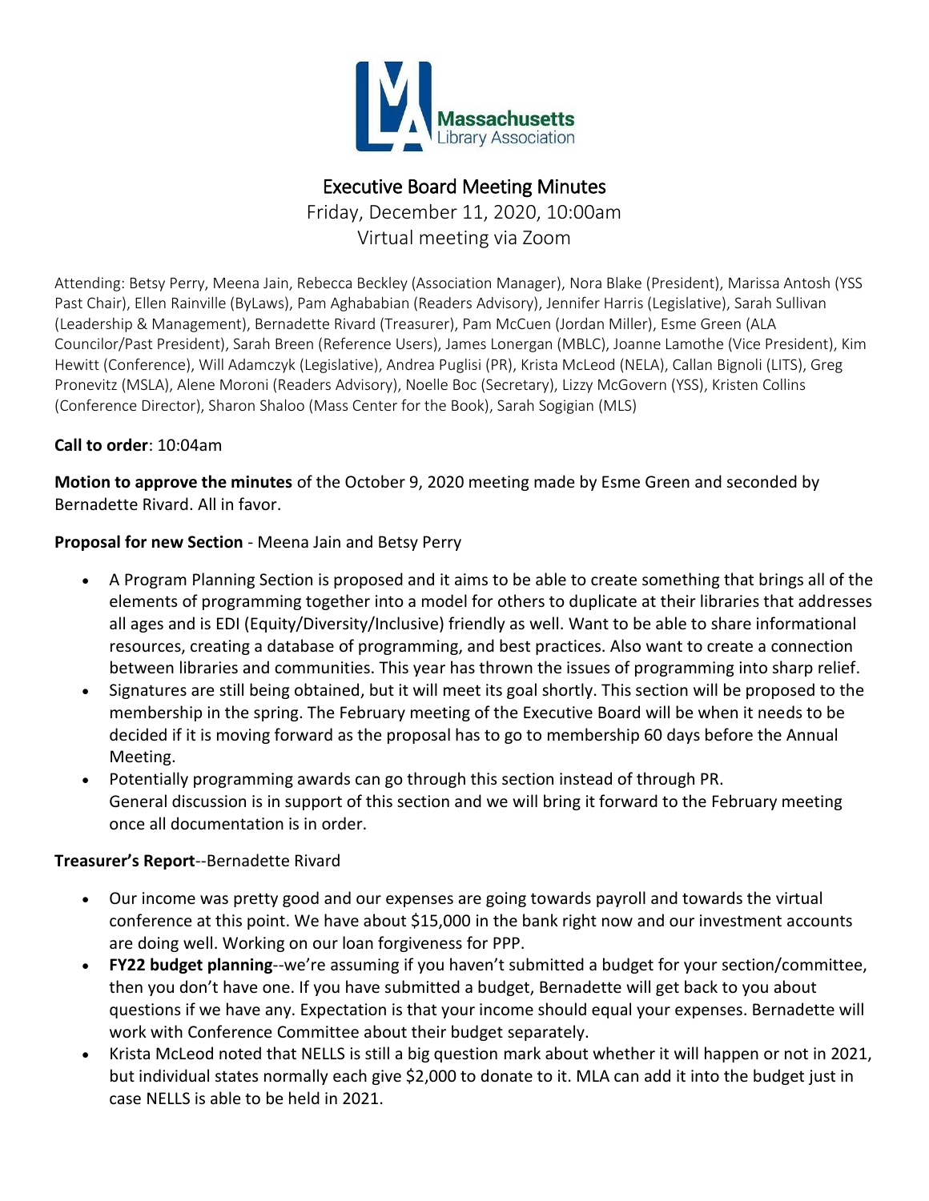# Executive Board Meeting Minutes

Friday, December 11, 2020, 10:00am

Virtual meeting via Zoom

Attending: Betsy Perry, Meena Jain, Rebecca Beckley (Association Manager), Nora Blake (President), Marissa Antosh (YSS Past Chair), Ellen Rainville (ByLaws), Pam Aghababian (Readers Advisory), Jennifer Harris (Legislative), Sarah Sullivan (Leadership & Management), Bernadette Rivard (Treasurer), Pam McCuen (Jordan Miller), Esme Green (ALA Councilor/Past President), Sarah Breen (Reference Users), James Lonergan (MBLC), Joanne Lamothe (Vice President), Kim Hewitt (Conference), Will Adamczyk (Legislative), Andrea Puglisi (PR), Krista McLeod (NELA), Callan Bignoli (LITS), Greg Pronevitz (MSLA), Alene Moroni (Readers Advisory), Noelle Boc (Secretary), Lizzy McGovern (YSS), Kristen Collins (Conference Director), Sharon Shaloo (Mass Center for the Book), Sarah Sogigian (MLS)

**Call to order**: 10:04am

**Motion to approve the minutes** of the October 9, 2020 meeting made by Esme Green and seconded by Bernadette Rivard. All in favor.

**Proposal for new Section** - Meena Jain and Betsy Perry

- A Program Planning Section is proposed and it aims to be able to create something that brings all of the elements of programming together into a model for others to duplicate at their libraries that addresses all ages and is EDI (Equity/Diversity/Inclusive) friendly as well. Want to be able to share informational resources, creating a database of programming, and best practices. Also want to create a connection between libraries and communities. This year has thrown the issues of programming into sharp relief.
- Signatures are still being obtained, but it will meet its goal shortly. This section will be proposed to the membership in the spring. The February meeting of the Executive Board will be when it needs to be decided if it is moving forward as the proposal has to go to membership 60 days before the Annual Meeting.
- Potentially programming awards can go through this section instead of through PR.
  General discussion is in support of this section and we will bring it forward to the February meeting once all documentation is in order.

**Treasurer's Report**--Bernadette Rivard

- Our income was pretty good and our expenses are going towards payroll and towards the virtual conference at this point. We have about $15,000 in the bank right now and our investment accounts are doing well. Working on our loan forgiveness for PPP.
- **FY22 budget planning**--we're assuming if you haven't submitted a budget for your section/committee, then you don't have one. If you have submitted a budget, Bernadette will get back to you about questions if we have any. Expectation is that your income should equal your expenses. Bernadette will work with Conference Committee about their budget separately.
- Krista McLeod noted that NELLS is still a big question mark about whether it will happen or not in 2021, but individual states normally each give $2,000 to donate to it. MLA can add it into the budget just in case NELLS is able to be held in 2021.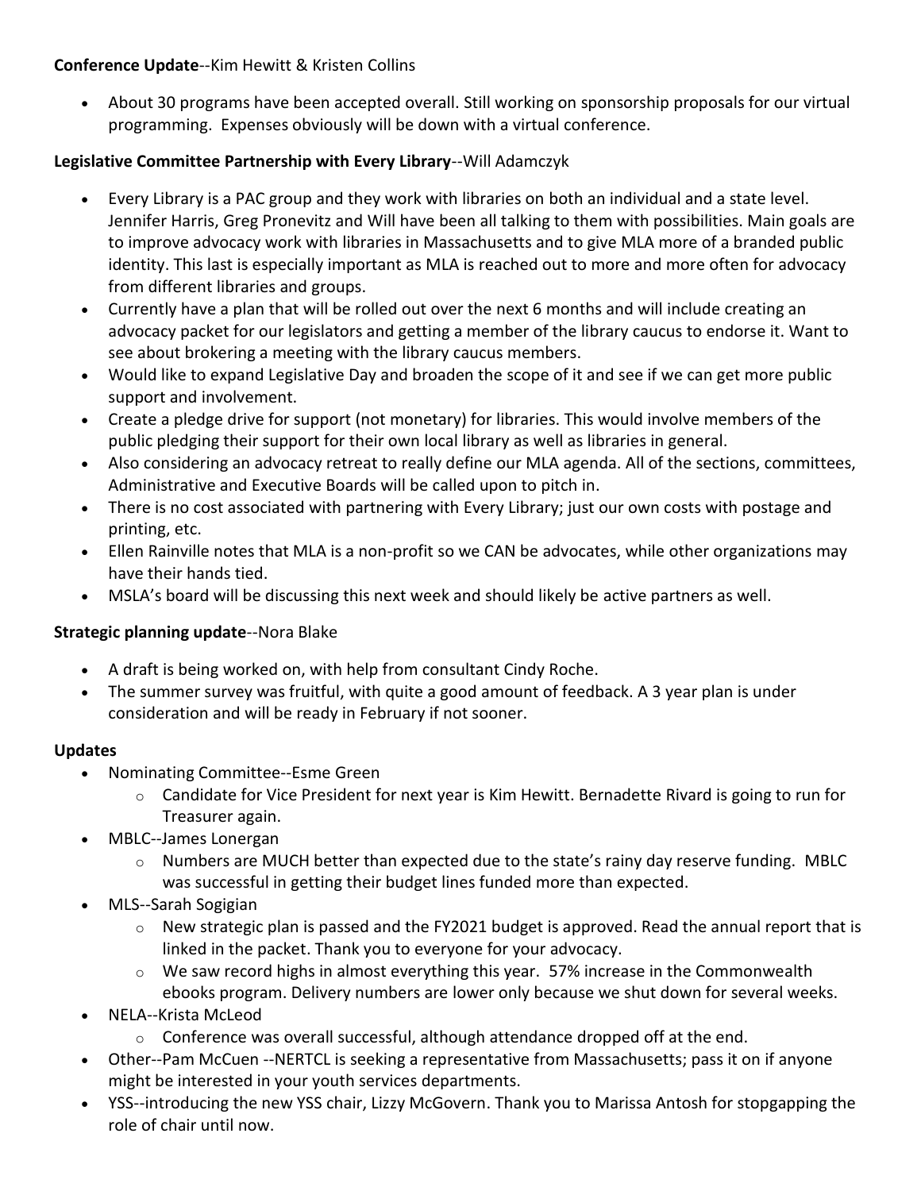**Conference Update**--Kim Hewitt & Kristen Collins

- About 30 programs have been accepted overall. Still working on sponsorship proposals for our virtual programming. Expenses obviously will be down with a virtual conference.

**Legislative Committee Partnership with Every Library**--Will Adamczyk

- Every Library is a PAC group and they work with libraries on both an individual and a state level. Jennifer Harris, Greg Pronevitz and Will have been all talking to them with possibilities. Main goals are to improve advocacy work with libraries in Massachusetts and to give MLA more of a branded public identity. This last is especially important as MLA is reached out to more and more often for advocacy from different libraries and groups.
- Currently have a plan that will be rolled out over the next 6 months and will include creating an advocacy packet for our legislators and getting a member of the library caucus to endorse it. Want to see about brokering a meeting with the library caucus members.
- Would like to expand Legislative Day and broaden the scope of it and see if we can get more public support and involvement.
- Create a pledge drive for support (not monetary) for libraries. This would involve members of the public pledging their support for their own local library as well as libraries in general.
- Also considering an advocacy retreat to really define our MLA agenda. All of the sections, committees, Administrative and Executive Boards will be called upon to pitch in.
- There is no cost associated with partnering with Every Library; just our own costs with postage and printing, etc.
- Ellen Rainville notes that MLA is a non-profit so we CAN be advocates, while other organizations may have their hands tied.
- MSLA's board will be discussing this next week and should likely be active partners as well.

**Strategic planning update**--Nora Blake

- A draft is being worked on, with help from consultant Cindy Roche.
- The summer survey was fruitful, with quite a good amount of feedback. A 3 year plan is under consideration and will be ready in February if not sooner.

**Updates**

- Nominating Committee--Esme Green
  - Candidate for Vice President for next year is Kim Hewitt. Bernadette Rivard is going to run for Treasurer again.
- MBLC--James Lonergan
  - Numbers are MUCH better than expected due to the state's rainy day reserve funding. MBLC was successful in getting their budget lines funded more than expected.
- MLS--Sarah Sogigian
  - New strategic plan is passed and the FY2021 budget is approved. Read the annual report that is linked in the packet. Thank you to everyone for your advocacy.
  - We saw record highs in almost everything this year. 57% increase in the Commonwealth ebooks program. Delivery numbers are lower only because we shut down for several weeks.
- NELA--Krista McLeod
  - Conference was overall successful, although attendance dropped off at the end.
- Other--Pam McCuen --NERTCL is seeking a representative from Massachusetts; pass it on if anyone might be interested in your youth services departments.
- YSS--introducing the new YSS chair, Lizzy McGovern. Thank you to Marissa Antosh for stopgapping the role of chair until now.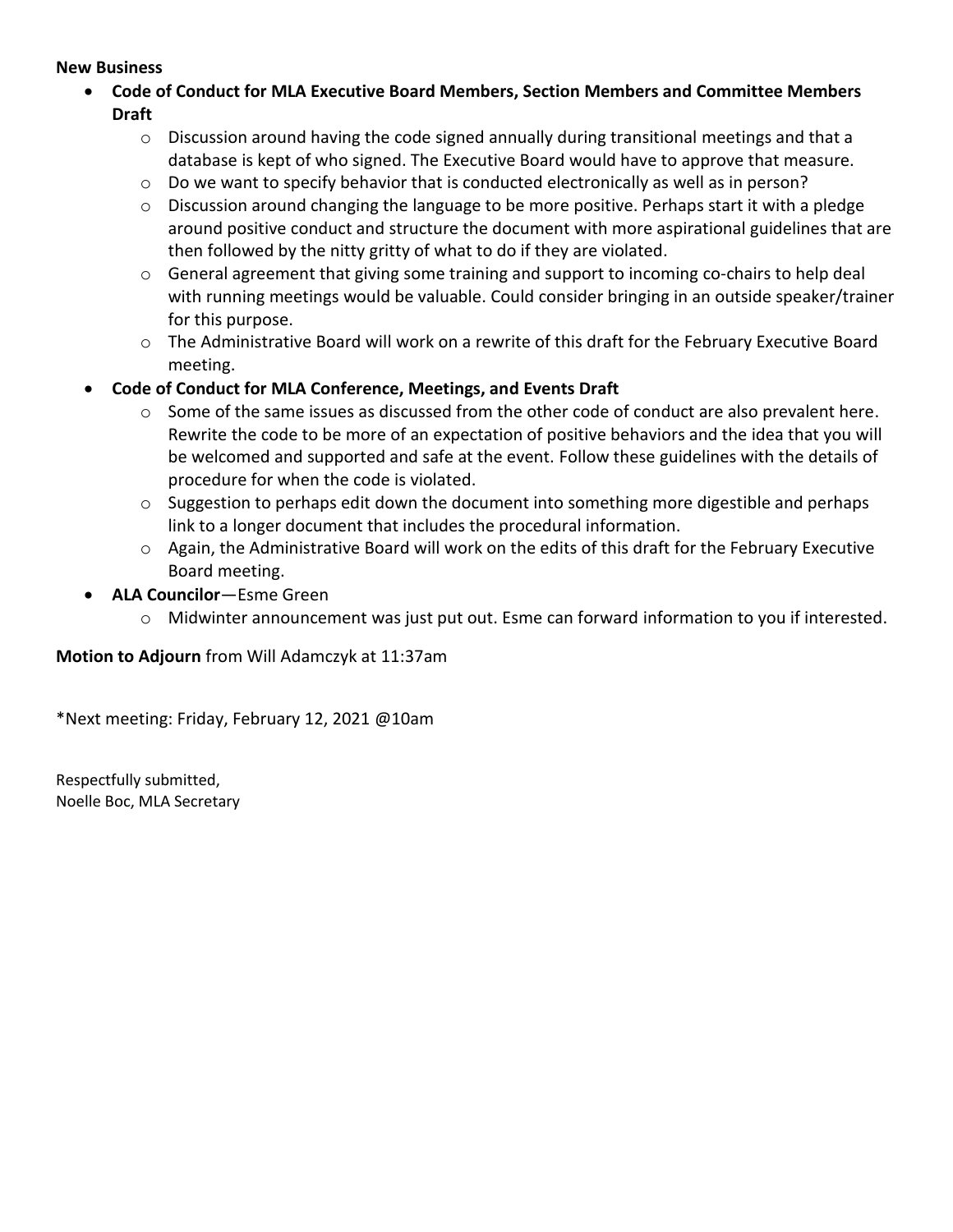**New Business**

- **Code of Conduct for MLA Executive Board Members, Section Members and Committee Members Draft**
    - Discussion around having the code signed annually during transitional meetings and that a database is kept of who signed. The Executive Board would have to approve that measure.
    - Do we want to specify behavior that is conducted electronically as well as in person?
    - Discussion around changing the language to be more positive. Perhaps start it with a pledge around positive conduct and structure the document with more aspirational guidelines that are then followed by the nitty gritty of what to do if they are violated.
    - General agreement that giving some training and support to incoming co-chairs to help deal with running meetings would be valuable. Could consider bringing in an outside speaker/trainer for this purpose.
    - The Administrative Board will work on a rewrite of this draft for the February Executive Board meeting.
- **Code of Conduct for MLA Conference, Meetings, and Events Draft**
    - Some of the same issues as discussed from the other code of conduct are also prevalent here. Rewrite the code to be more of an expectation of positive behaviors and the idea that you will be welcomed and supported and safe at the event. Follow these guidelines with the details of procedure for when the code is violated.
    - Suggestion to perhaps edit down the document into something more digestible and perhaps link to a longer document that includes the procedural information.
    - Again, the Administrative Board will work on the edits of this draft for the February Executive Board meeting.
- **ALA Councilor**—Esme Green
    - Midwinter announcement was just put out. Esme can forward information to you if interested.

**Motion to Adjourn** from Will Adamczyk at 11:37am

*Next meeting: Friday, February 12, 2021 @10am

Respectfully submitted,
Noelle Boc, MLA Secretary